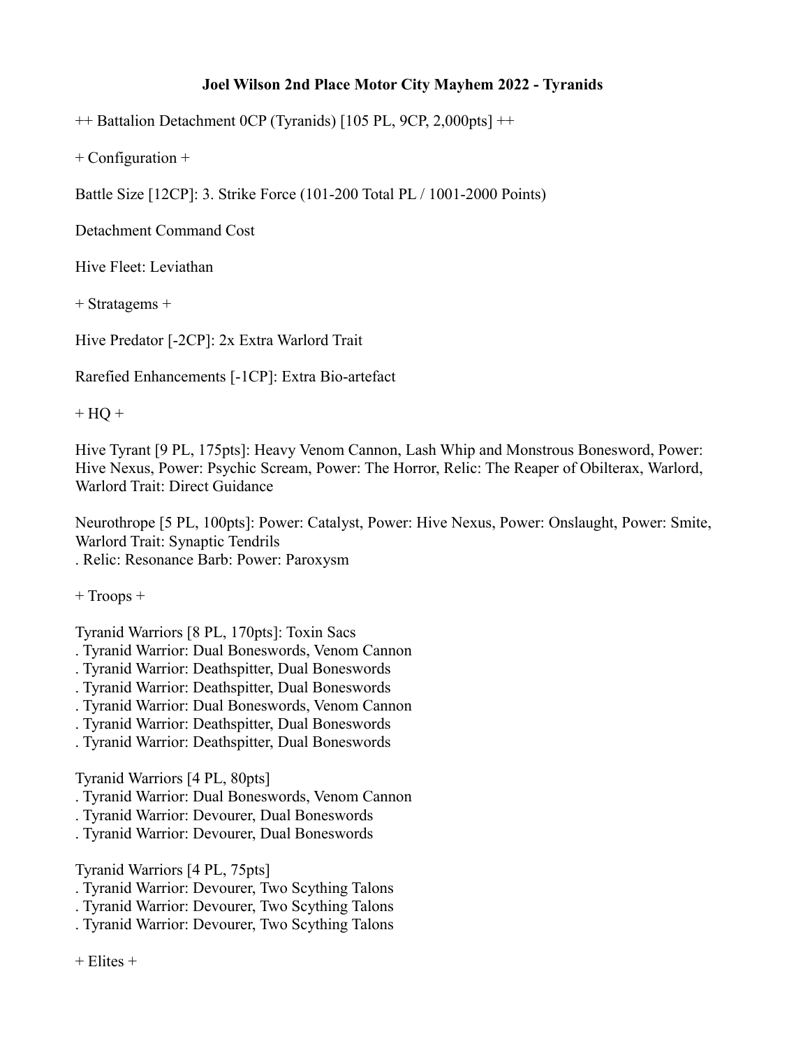# Joel Wilson 2nd Place Motor City Mayhem 2022 - Tyranids

++ Battalion Detachment 0CP (Tyranids) [105 PL, 9CP, 2,000pts] ++

+ Configuration +

Battle Size [12CP]: 3. Strike Force (101-200 Total PL / 1001-2000 Points)

Detachment Command Cost

Hive Fleet: Leviathan

+ Stratagems +

Hive Predator [-2CP]: 2x Extra Warlord Trait

Rarefied Enhancements [-1CP]: Extra Bio-artefact

+ HQ +

Hive Tyrant [9 PL, 175pts]: Heavy Venom Cannon, Lash Whip and Monstrous Bonesword, Power: Hive Nexus, Power: Psychic Scream, Power: The Horror, Relic: The Reaper of Obilterax, Warlord, Warlord Trait: Direct Guidance

Neurothrope [5 PL, 100pts]: Power: Catalyst, Power: Hive Nexus, Power: Onslaught, Power: Smite, Warlord Trait: Synaptic Tendrils
. Relic: Resonance Barb: Power: Paroxysm

+ Troops +

Tyranid Warriors [8 PL, 170pts]: Toxin Sacs
. Tyranid Warrior: Dual Boneswords, Venom Cannon
. Tyranid Warrior: Deathspitter, Dual Boneswords
. Tyranid Warrior: Deathspitter, Dual Boneswords
. Tyranid Warrior: Dual Boneswords, Venom Cannon
. Tyranid Warrior: Deathspitter, Dual Boneswords
. Tyranid Warrior: Deathspitter, Dual Boneswords

Tyranid Warriors [4 PL, 80pts]
. Tyranid Warrior: Dual Boneswords, Venom Cannon
. Tyranid Warrior: Devourer, Dual Boneswords
. Tyranid Warrior: Devourer, Dual Boneswords

Tyranid Warriors [4 PL, 75pts]
. Tyranid Warrior: Devourer, Two Scything Talons
. Tyranid Warrior: Devourer, Two Scything Talons
. Tyranid Warrior: Devourer, Two Scything Talons

+ Elites +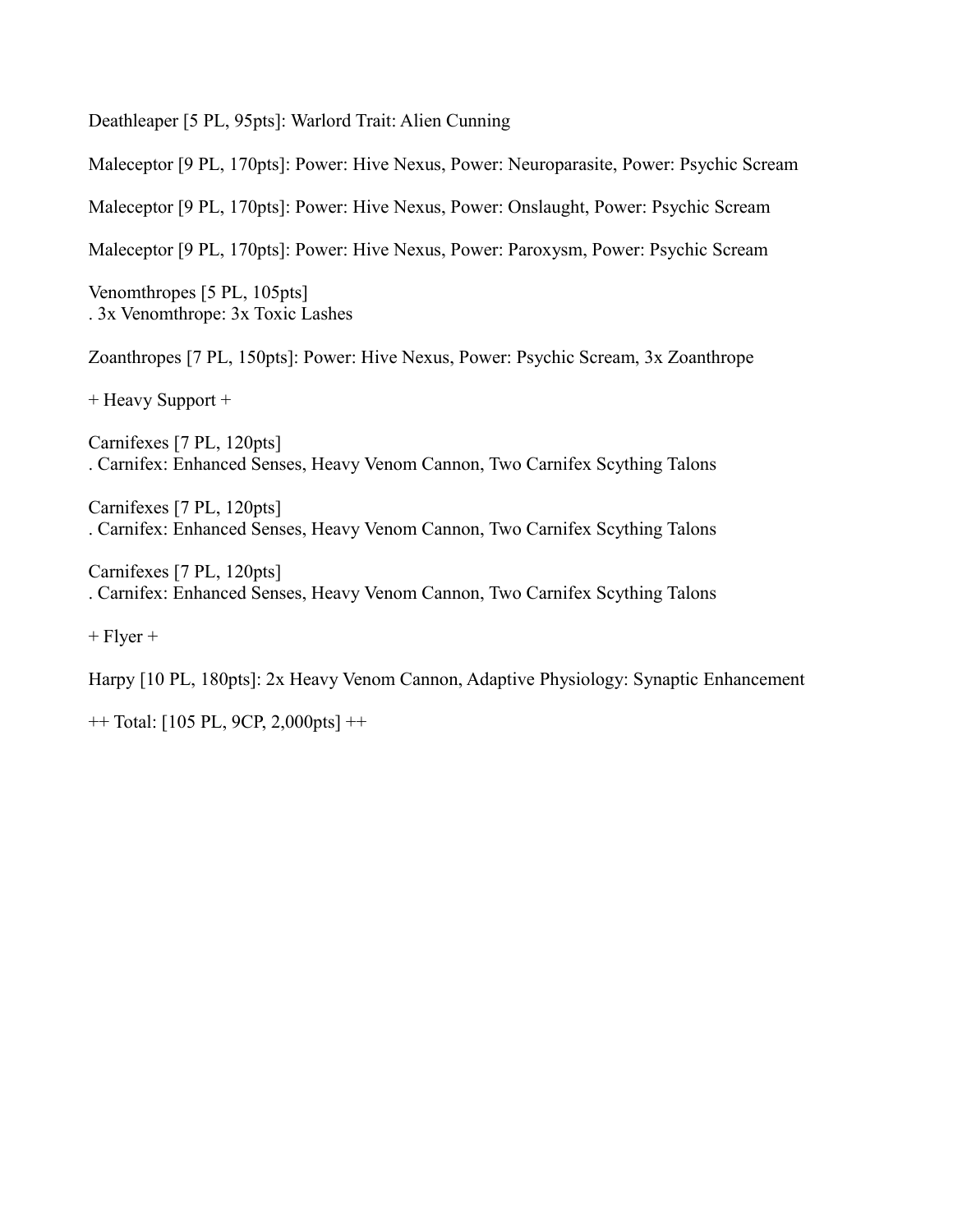Deathleaper [5 PL, 95pts]: Warlord Trait: Alien Cunning

Maleceptor [9 PL, 170pts]: Power: Hive Nexus, Power: Neuroparasite, Power: Psychic Scream

Maleceptor [9 PL, 170pts]: Power: Hive Nexus, Power: Onslaught, Power: Psychic Scream

Maleceptor [9 PL, 170pts]: Power: Hive Nexus, Power: Paroxysm, Power: Psychic Scream

Venomthropes [5 PL, 105pts]
. 3x Venomthrope: 3x Toxic Lashes

Zoanthropes [7 PL, 150pts]: Power: Hive Nexus, Power: Psychic Scream, 3x Zoanthrope

+ Heavy Support +

Carnifexes [7 PL, 120pts]
. Carnifex: Enhanced Senses, Heavy Venom Cannon, Two Carnifex Scything Talons

Carnifexes [7 PL, 120pts]
. Carnifex: Enhanced Senses, Heavy Venom Cannon, Two Carnifex Scything Talons

Carnifexes [7 PL, 120pts]
. Carnifex: Enhanced Senses, Heavy Venom Cannon, Two Carnifex Scything Talons

+ Flyer +

Harpy [10 PL, 180pts]: 2x Heavy Venom Cannon, Adaptive Physiology: Synaptic Enhancement

++ Total: [105 PL, 9CP, 2,000pts] ++